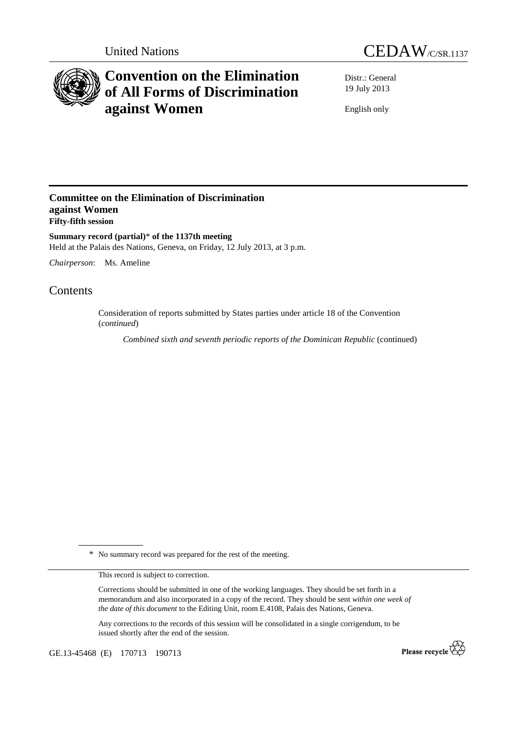United Nations

CEDAW/C/SR.1137

# Convention on the Elimination of All Forms of Discrimination against Women

Distr.: General
19 July 2013

English only

## Committee on the Elimination of Discrimination against Women
**Fifty-fifth session**

**Summary record (partial)\* of the 1137th meeting**
Held at the Palais des Nations, Geneva, on Friday, 12 July 2013, at 3 p.m.

*Chairperson*: Ms. Ameline

## Contents

Consideration of reports submitted by States parties under article 18 of the Convention (*continued*)

*Combined sixth and seventh periodic reports of the Dominican Republic* (continued)

---

\* No summary record was prepared for the rest of the meeting.

This record is subject to correction.

Corrections should be submitted in one of the working languages. They should be set forth in a memorandum and also incorporated in a copy of the record. They should be sent *within one week of the date of this document* to the Editing Unit, room E.4108, Palais des Nations, Geneva.

Any corrections to the records of this session will be consolidated in a single corrigendum, to be issued shortly after the end of the session.

GE.13-45468 (E) 170713 190713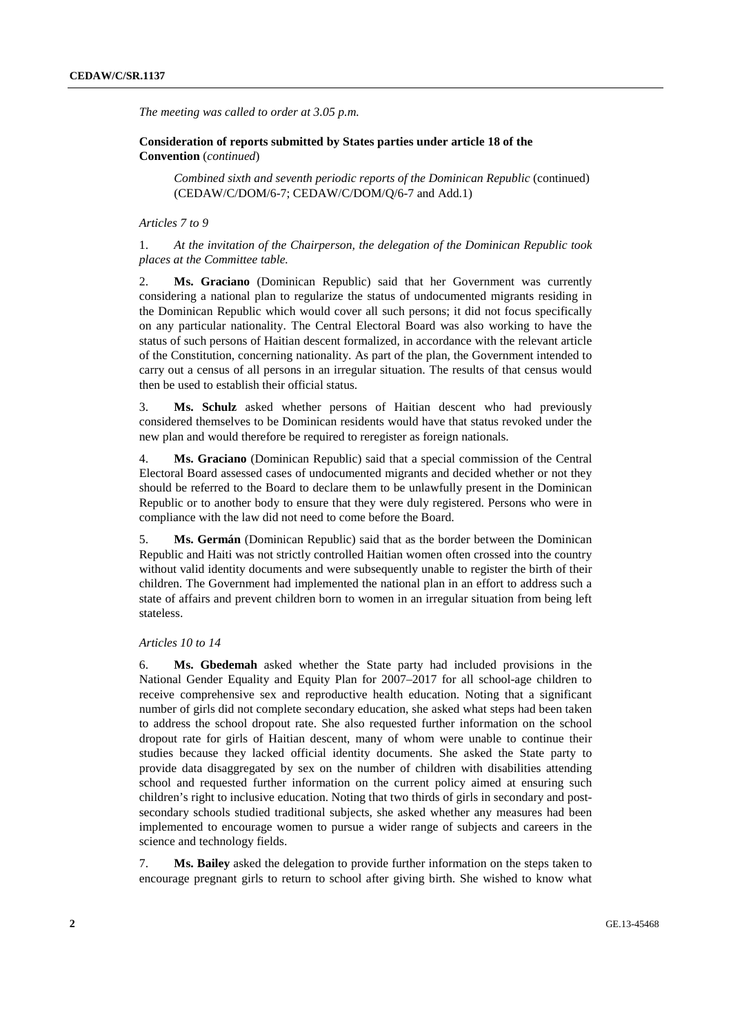*The meeting was called to order at 3.05 p.m.*

**Consideration of reports submitted by States parties under article 18 of the Convention** (*continued*)

*Combined sixth and seventh periodic reports of the Dominican Republic* (continued) (CEDAW/C/DOM/6-7; CEDAW/C/DOM/Q/6-7 and Add.1)

*Articles 7 to 9*

1. *At the invitation of the Chairperson, the delegation of the Dominican Republic took places at the Committee table.*

2. **Ms. Graciano** (Dominican Republic) said that her Government was currently considering a national plan to regularize the status of undocumented migrants residing in the Dominican Republic which would cover all such persons; it did not focus specifically on any particular nationality. The Central Electoral Board was also working to have the status of such persons of Haitian descent formalized, in accordance with the relevant article of the Constitution, concerning nationality. As part of the plan, the Government intended to carry out a census of all persons in an irregular situation. The results of that census would then be used to establish their official status.

3. **Ms. Schulz** asked whether persons of Haitian descent who had previously considered themselves to be Dominican residents would have that status revoked under the new plan and would therefore be required to reregister as foreign nationals.

4. **Ms. Graciano** (Dominican Republic) said that a special commission of the Central Electoral Board assessed cases of undocumented migrants and decided whether or not they should be referred to the Board to declare them to be unlawfully present in the Dominican Republic or to another body to ensure that they were duly registered. Persons who were in compliance with the law did not need to come before the Board.

5. **Ms. Germán** (Dominican Republic) said that as the border between the Dominican Republic and Haiti was not strictly controlled Haitian women often crossed into the country without valid identity documents and were subsequently unable to register the birth of their children. The Government had implemented the national plan in an effort to address such a state of affairs and prevent children born to women in an irregular situation from being left stateless.

*Articles 10 to 14*

6. **Ms. Gbedemah** asked whether the State party had included provisions in the National Gender Equality and Equity Plan for 2007–2017 for all school-age children to receive comprehensive sex and reproductive health education. Noting that a significant number of girls did not complete secondary education, she asked what steps had been taken to address the school dropout rate. She also requested further information on the school dropout rate for girls of Haitian descent, many of whom were unable to continue their studies because they lacked official identity documents. She asked the State party to provide data disaggregated by sex on the number of children with disabilities attending school and requested further information on the current policy aimed at ensuring such children's right to inclusive education. Noting that two thirds of girls in secondary and post-secondary schools studied traditional subjects, she asked whether any measures had been implemented to encourage women to pursue a wider range of subjects and careers in the science and technology fields.

7. **Ms. Bailey** asked the delegation to provide further information on the steps taken to encourage pregnant girls to return to school after giving birth. She wished to know what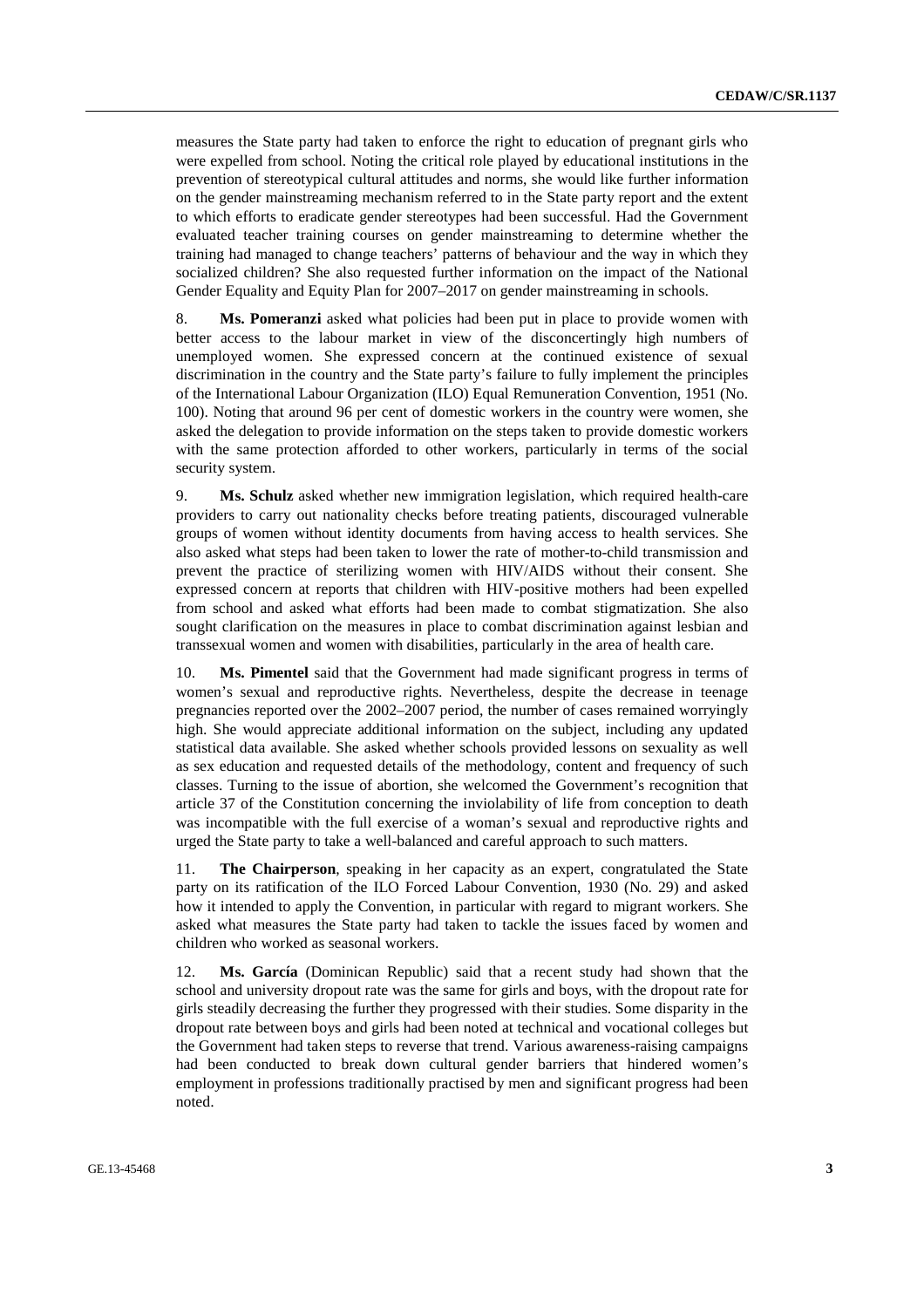measures the State party had taken to enforce the right to education of pregnant girls who were expelled from school. Noting the critical role played by educational institutions in the prevention of stereotypical cultural attitudes and norms, she would like further information on the gender mainstreaming mechanism referred to in the State party report and the extent to which efforts to eradicate gender stereotypes had been successful. Had the Government evaluated teacher training courses on gender mainstreaming to determine whether the training had managed to change teachers' patterns of behaviour and the way in which they socialized children? She also requested further information on the impact of the National Gender Equality and Equity Plan for 2007–2017 on gender mainstreaming in schools.

8. **Ms. Pomeranzi** asked what policies had been put in place to provide women with better access to the labour market in view of the disconcertingly high numbers of unemployed women. She expressed concern at the continued existence of sexual discrimination in the country and the State party's failure to fully implement the principles of the International Labour Organization (ILO) Equal Remuneration Convention, 1951 (No. 100). Noting that around 96 per cent of domestic workers in the country were women, she asked the delegation to provide information on the steps taken to provide domestic workers with the same protection afforded to other workers, particularly in terms of the social security system.

9. **Ms. Schulz** asked whether new immigration legislation, which required health-care providers to carry out nationality checks before treating patients, discouraged vulnerable groups of women without identity documents from having access to health services. She also asked what steps had been taken to lower the rate of mother-to-child transmission and prevent the practice of sterilizing women with HIV/AIDS without their consent. She expressed concern at reports that children with HIV-positive mothers had been expelled from school and asked what efforts had been made to combat stigmatization. She also sought clarification on the measures in place to combat discrimination against lesbian and transsexual women and women with disabilities, particularly in the area of health care.

10. **Ms. Pimentel** said that the Government had made significant progress in terms of women's sexual and reproductive rights. Nevertheless, despite the decrease in teenage pregnancies reported over the 2002–2007 period, the number of cases remained worryingly high. She would appreciate additional information on the subject, including any updated statistical data available. She asked whether schools provided lessons on sexuality as well as sex education and requested details of the methodology, content and frequency of such classes. Turning to the issue of abortion, she welcomed the Government's recognition that article 37 of the Constitution concerning the inviolability of life from conception to death was incompatible with the full exercise of a woman's sexual and reproductive rights and urged the State party to take a well-balanced and careful approach to such matters.

11. **The Chairperson**, speaking in her capacity as an expert, congratulated the State party on its ratification of the ILO Forced Labour Convention, 1930 (No. 29) and asked how it intended to apply the Convention, in particular with regard to migrant workers. She asked what measures the State party had taken to tackle the issues faced by women and children who worked as seasonal workers.

12. **Ms. García** (Dominican Republic) said that a recent study had shown that the school and university dropout rate was the same for girls and boys, with the dropout rate for girls steadily decreasing the further they progressed with their studies. Some disparity in the dropout rate between boys and girls had been noted at technical and vocational colleges but the Government had taken steps to reverse that trend. Various awareness-raising campaigns had been conducted to break down cultural gender barriers that hindered women's employment in professions traditionally practised by men and significant progress had been noted.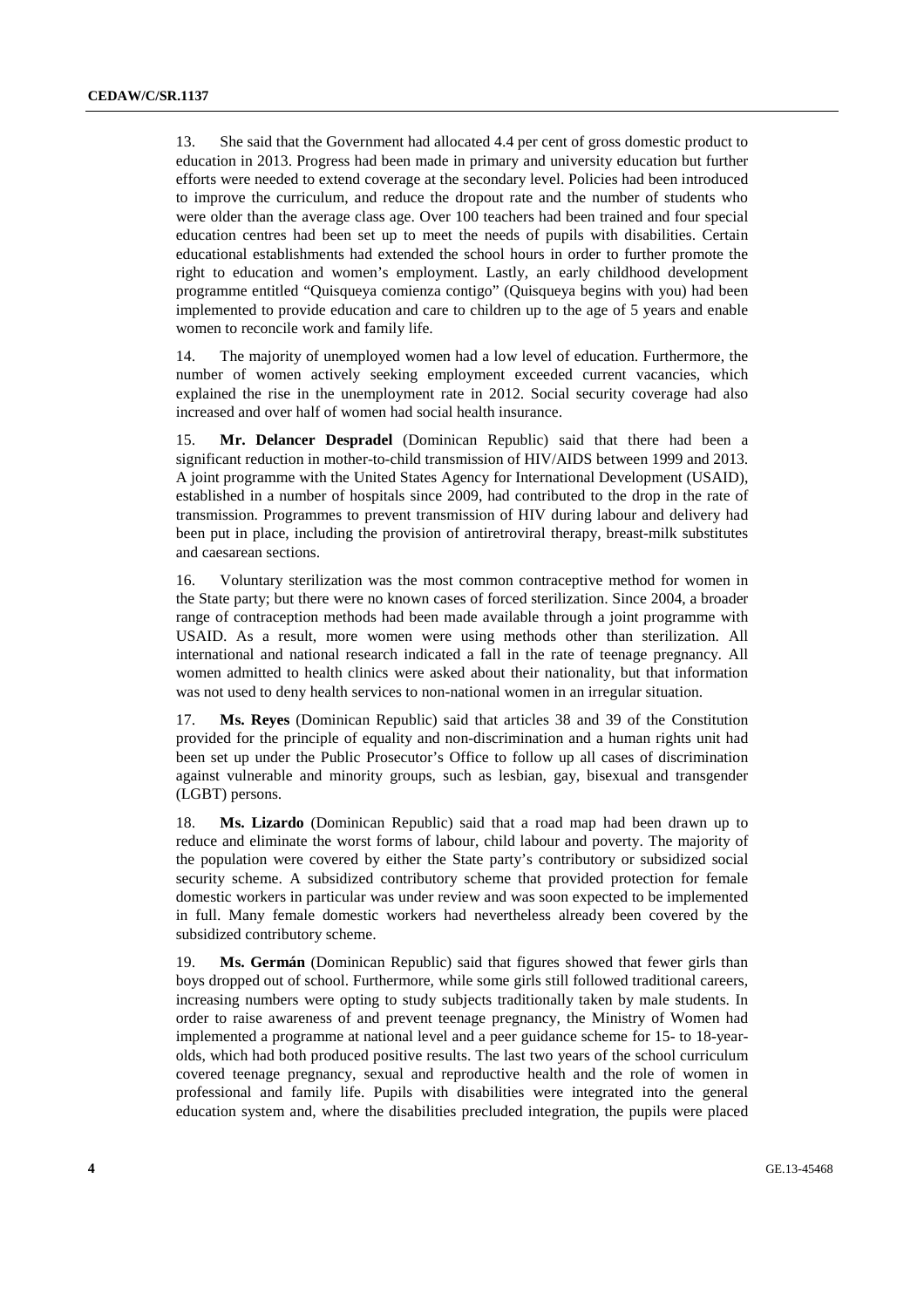13. She said that the Government had allocated 4.4 per cent of gross domestic product to education in 2013. Progress had been made in primary and university education but further efforts were needed to extend coverage at the secondary level. Policies had been introduced to improve the curriculum, and reduce the dropout rate and the number of students who were older than the average class age. Over 100 teachers had been trained and four special education centres had been set up to meet the needs of pupils with disabilities. Certain educational establishments had extended the school hours in order to further promote the right to education and women's employment. Lastly, an early childhood development programme entitled "Quisqueya comienza contigo" (Quisqueya begins with you) had been implemented to provide education and care to children up to the age of 5 years and enable women to reconcile work and family life.

14. The majority of unemployed women had a low level of education. Furthermore, the number of women actively seeking employment exceeded current vacancies, which explained the rise in the unemployment rate in 2012. Social security coverage had also increased and over half of women had social health insurance.

15. **Mr. Delancer Despradel** (Dominican Republic) said that there had been a significant reduction in mother-to-child transmission of HIV/AIDS between 1999 and 2013. A joint programme with the United States Agency for International Development (USAID), established in a number of hospitals since 2009, had contributed to the drop in the rate of transmission. Programmes to prevent transmission of HIV during labour and delivery had been put in place, including the provision of antiretroviral therapy, breast-milk substitutes and caesarean sections.

16. Voluntary sterilization was the most common contraceptive method for women in the State party; but there were no known cases of forced sterilization. Since 2004, a broader range of contraception methods had been made available through a joint programme with USAID. As a result, more women were using methods other than sterilization. All international and national research indicated a fall in the rate of teenage pregnancy. All women admitted to health clinics were asked about their nationality, but that information was not used to deny health services to non-national women in an irregular situation.

17. **Ms. Reyes** (Dominican Republic) said that articles 38 and 39 of the Constitution provided for the principle of equality and non-discrimination and a human rights unit had been set up under the Public Prosecutor's Office to follow up all cases of discrimination against vulnerable and minority groups, such as lesbian, gay, bisexual and transgender (LGBT) persons.

18. **Ms. Lizardo** (Dominican Republic) said that a road map had been drawn up to reduce and eliminate the worst forms of labour, child labour and poverty. The majority of the population were covered by either the State party's contributory or subsidized social security scheme. A subsidized contributory scheme that provided protection for female domestic workers in particular was under review and was soon expected to be implemented in full. Many female domestic workers had nevertheless already been covered by the subsidized contributory scheme.

19. **Ms. Germán** (Dominican Republic) said that figures showed that fewer girls than boys dropped out of school. Furthermore, while some girls still followed traditional careers, increasing numbers were opting to study subjects traditionally taken by male students. In order to raise awareness of and prevent teenage pregnancy, the Ministry of Women had implemented a programme at national level and a peer guidance scheme for 15- to 18-year-olds, which had both produced positive results. The last two years of the school curriculum covered teenage pregnancy, sexual and reproductive health and the role of women in professional and family life. Pupils with disabilities were integrated into the general education system and, where the disabilities precluded integration, the pupils were placed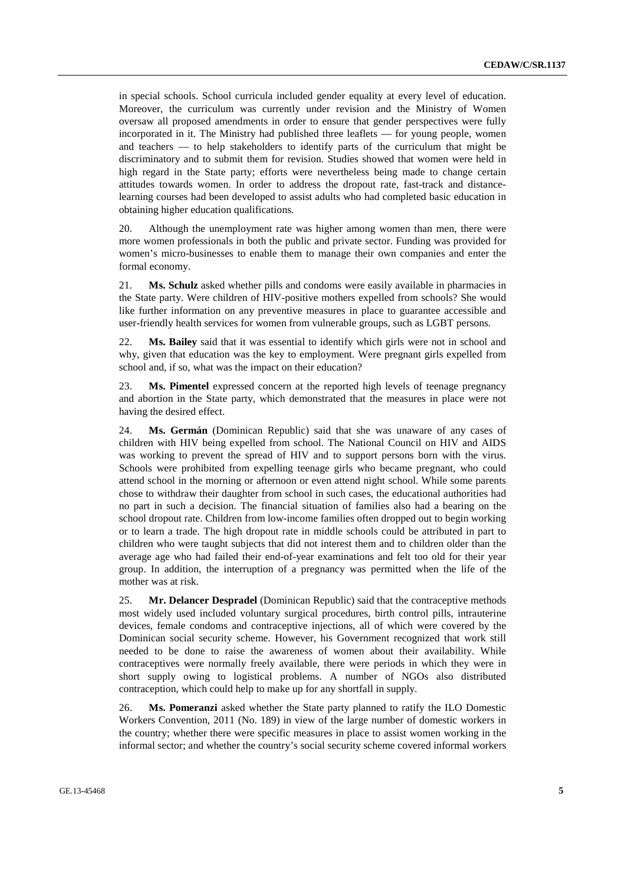in special schools. School curricula included gender equality at every level of education. Moreover, the curriculum was currently under revision and the Ministry of Women oversaw all proposed amendments in order to ensure that gender perspectives were fully incorporated in it. The Ministry had published three leaflets — for young people, women and teachers — to help stakeholders to identify parts of the curriculum that might be discriminatory and to submit them for revision. Studies showed that women were held in high regard in the State party; efforts were nevertheless being made to change certain attitudes towards women. In order to address the dropout rate, fast-track and distance-learning courses had been developed to assist adults who had completed basic education in obtaining higher education qualifications.

20. Although the unemployment rate was higher among women than men, there were more women professionals in both the public and private sector. Funding was provided for women's micro-businesses to enable them to manage their own companies and enter the formal economy.

21. **Ms. Schulz** asked whether pills and condoms were easily available in pharmacies in the State party. Were children of HIV-positive mothers expelled from schools? She would like further information on any preventive measures in place to guarantee accessible and user-friendly health services for women from vulnerable groups, such as LGBT persons.

22. **Ms. Bailey** said that it was essential to identify which girls were not in school and why, given that education was the key to employment. Were pregnant girls expelled from school and, if so, what was the impact on their education?

23. **Ms. Pimentel** expressed concern at the reported high levels of teenage pregnancy and abortion in the State party, which demonstrated that the measures in place were not having the desired effect.

24. **Ms. Germán** (Dominican Republic) said that she was unaware of any cases of children with HIV being expelled from school. The National Council on HIV and AIDS was working to prevent the spread of HIV and to support persons born with the virus. Schools were prohibited from expelling teenage girls who became pregnant, who could attend school in the morning or afternoon or even attend night school. While some parents chose to withdraw their daughter from school in such cases, the educational authorities had no part in such a decision. The financial situation of families also had a bearing on the school dropout rate. Children from low-income families often dropped out to begin working or to learn a trade. The high dropout rate in middle schools could be attributed in part to children who were taught subjects that did not interest them and to children older than the average age who had failed their end-of-year examinations and felt too old for their year group. In addition, the interruption of a pregnancy was permitted when the life of the mother was at risk.

25. **Mr. Delancer Despradel** (Dominican Republic) said that the contraceptive methods most widely used included voluntary surgical procedures, birth control pills, intrauterine devices, female condoms and contraceptive injections, all of which were covered by the Dominican social security scheme. However, his Government recognized that work still needed to be done to raise the awareness of women about their availability. While contraceptives were normally freely available, there were periods in which they were in short supply owing to logistical problems. A number of NGOs also distributed contraception, which could help to make up for any shortfall in supply.

26. **Ms. Pomeranzi** asked whether the State party planned to ratify the ILO Domestic Workers Convention, 2011 (No. 189) in view of the large number of domestic workers in the country; whether there were specific measures in place to assist women working in the informal sector; and whether the country's social security scheme covered informal workers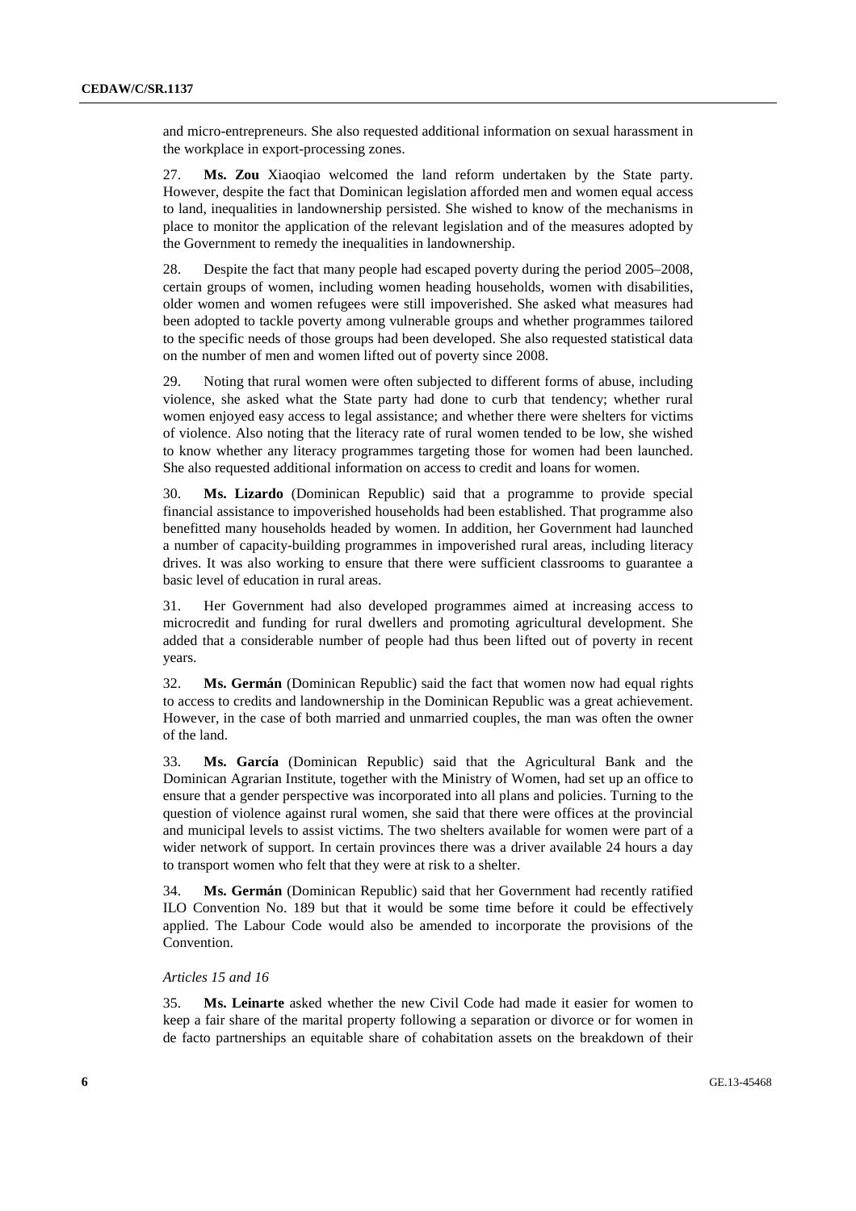and micro-entrepreneurs. She also requested additional information on sexual harassment in the workplace in export-processing zones.

27. **Ms. Zou** Xiaoqiao welcomed the land reform undertaken by the State party. However, despite the fact that Dominican legislation afforded men and women equal access to land, inequalities in landownership persisted. She wished to know of the mechanisms in place to monitor the application of the relevant legislation and of the measures adopted by the Government to remedy the inequalities in landownership.

28. Despite the fact that many people had escaped poverty during the period 2005–2008, certain groups of women, including women heading households, women with disabilities, older women and women refugees were still impoverished. She asked what measures had been adopted to tackle poverty among vulnerable groups and whether programmes tailored to the specific needs of those groups had been developed. She also requested statistical data on the number of men and women lifted out of poverty since 2008.

29. Noting that rural women were often subjected to different forms of abuse, including violence, she asked what the State party had done to curb that tendency; whether rural women enjoyed easy access to legal assistance; and whether there were shelters for victims of violence. Also noting that the literacy rate of rural women tended to be low, she wished to know whether any literacy programmes targeting those for women had been launched. She also requested additional information on access to credit and loans for women.

30. **Ms. Lizardo** (Dominican Republic) said that a programme to provide special financial assistance to impoverished households had been established. That programme also benefitted many households headed by women. In addition, her Government had launched a number of capacity-building programmes in impoverished rural areas, including literacy drives. It was also working to ensure that there were sufficient classrooms to guarantee a basic level of education in rural areas.

31. Her Government had also developed programmes aimed at increasing access to microcredit and funding for rural dwellers and promoting agricultural development. She added that a considerable number of people had thus been lifted out of poverty in recent years.

32. **Ms. Germán** (Dominican Republic) said the fact that women now had equal rights to access to credits and landownership in the Dominican Republic was a great achievement. However, in the case of both married and unmarried couples, the man was often the owner of the land.

33. **Ms. García** (Dominican Republic) said that the Agricultural Bank and the Dominican Agrarian Institute, together with the Ministry of Women, had set up an office to ensure that a gender perspective was incorporated into all plans and policies. Turning to the question of violence against rural women, she said that there were offices at the provincial and municipal levels to assist victims. The two shelters available for women were part of a wider network of support. In certain provinces there was a driver available 24 hours a day to transport women who felt that they were at risk to a shelter.

34. **Ms. Germán** (Dominican Republic) said that her Government had recently ratified ILO Convention No. 189 but that it would be some time before it could be effectively applied. The Labour Code would also be amended to incorporate the provisions of the Convention.

*Articles 15 and 16*

35. **Ms. Leinarte** asked whether the new Civil Code had made it easier for women to keep a fair share of the marital property following a separation or divorce or for women in de facto partnerships an equitable share of cohabitation assets on the breakdown of their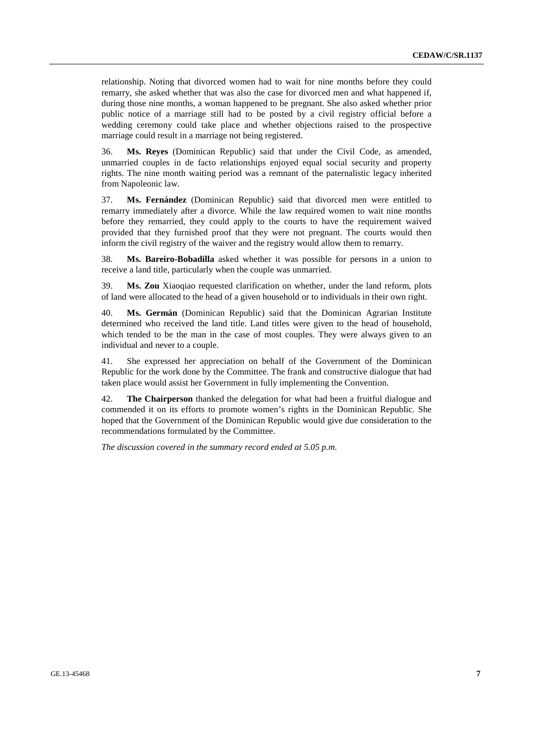relationship. Noting that divorced women had to wait for nine months before they could remarry, she asked whether that was also the case for divorced men and what happened if, during those nine months, a woman happened to be pregnant. She also asked whether prior public notice of a marriage still had to be posted by a civil registry official before a wedding ceremony could take place and whether objections raised to the prospective marriage could result in a marriage not being registered.

36. **Ms. Reyes** (Dominican Republic) said that under the Civil Code, as amended, unmarried couples in de facto relationships enjoyed equal social security and property rights. The nine month waiting period was a remnant of the paternalistic legacy inherited from Napoleonic law.

37. **Ms. Fernández** (Dominican Republic) said that divorced men were entitled to remarry immediately after a divorce. While the law required women to wait nine months before they remarried, they could apply to the courts to have the requirement waived provided that they furnished proof that they were not pregnant. The courts would then inform the civil registry of the waiver and the registry would allow them to remarry.

38. **Ms. Bareiro-Bobadilla** asked whether it was possible for persons in a union to receive a land title, particularly when the couple was unmarried.

39. **Ms. Zou** Xiaoqiao requested clarification on whether, under the land reform, plots of land were allocated to the head of a given household or to individuals in their own right.

40. **Ms. Germán** (Dominican Republic) said that the Dominican Agrarian Institute determined who received the land title. Land titles were given to the head of household, which tended to be the man in the case of most couples. They were always given to an individual and never to a couple.

41. She expressed her appreciation on behalf of the Government of the Dominican Republic for the work done by the Committee. The frank and constructive dialogue that had taken place would assist her Government in fully implementing the Convention.

42. **The Chairperson** thanked the delegation for what had been a fruitful dialogue and commended it on its efforts to promote women's rights in the Dominican Republic. She hoped that the Government of the Dominican Republic would give due consideration to the recommendations formulated by the Committee.

*The discussion covered in the summary record ended at 5.05 p.m.*